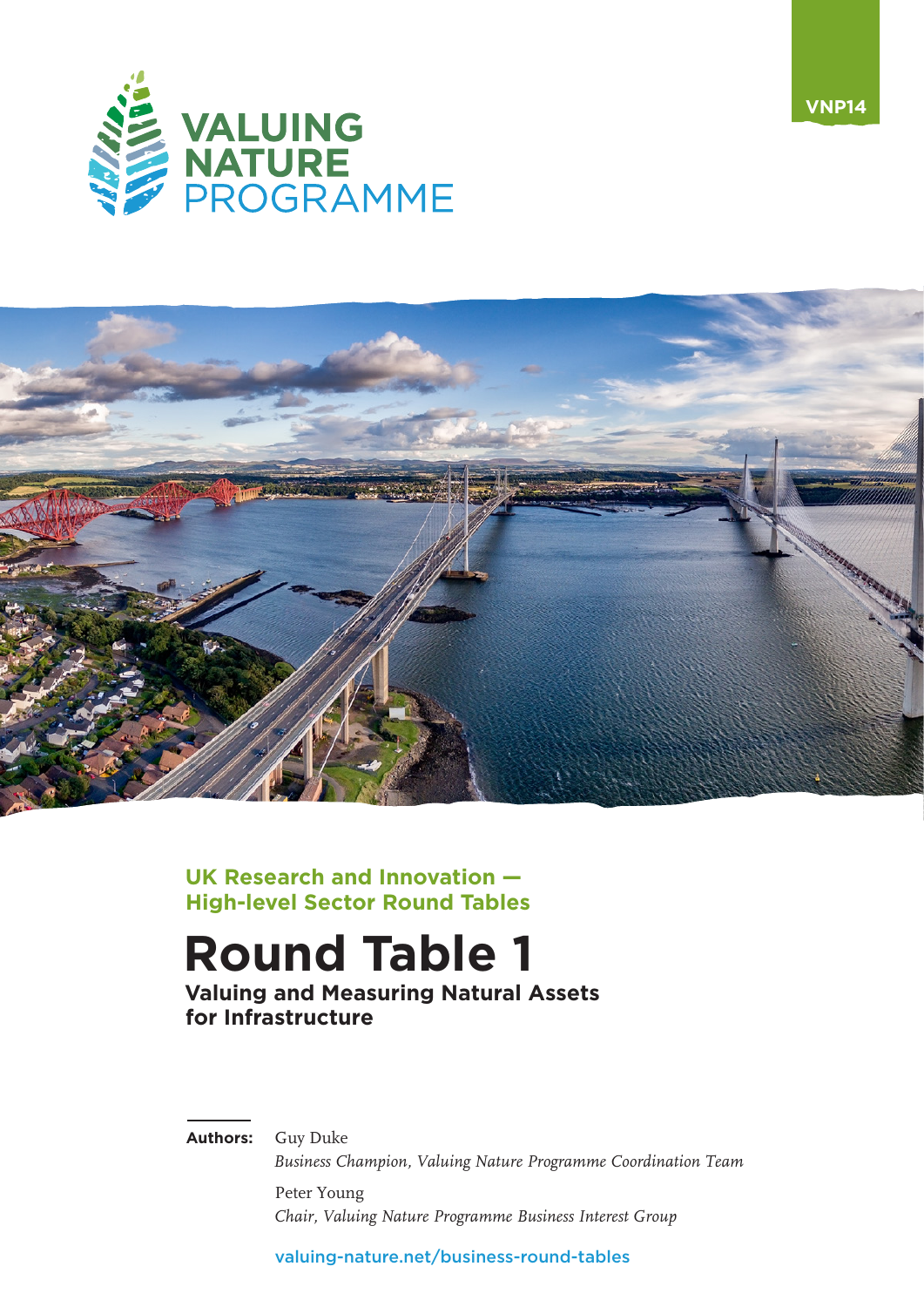VNP14

VALUING NATURE PROGRAMME

**UK Research and Innovation — High-level Sector Round Tables**

# Round Table 1

**Valuing and Measuring Natural Assets for Infrastructure**

**Authors:** Guy Duke
*Business Champion, Valuing Nature Programme Coordination Team*

Peter Young
*Chair, Valuing Nature Programme Business Interest Group*

valuing-nature.net/business-round-tables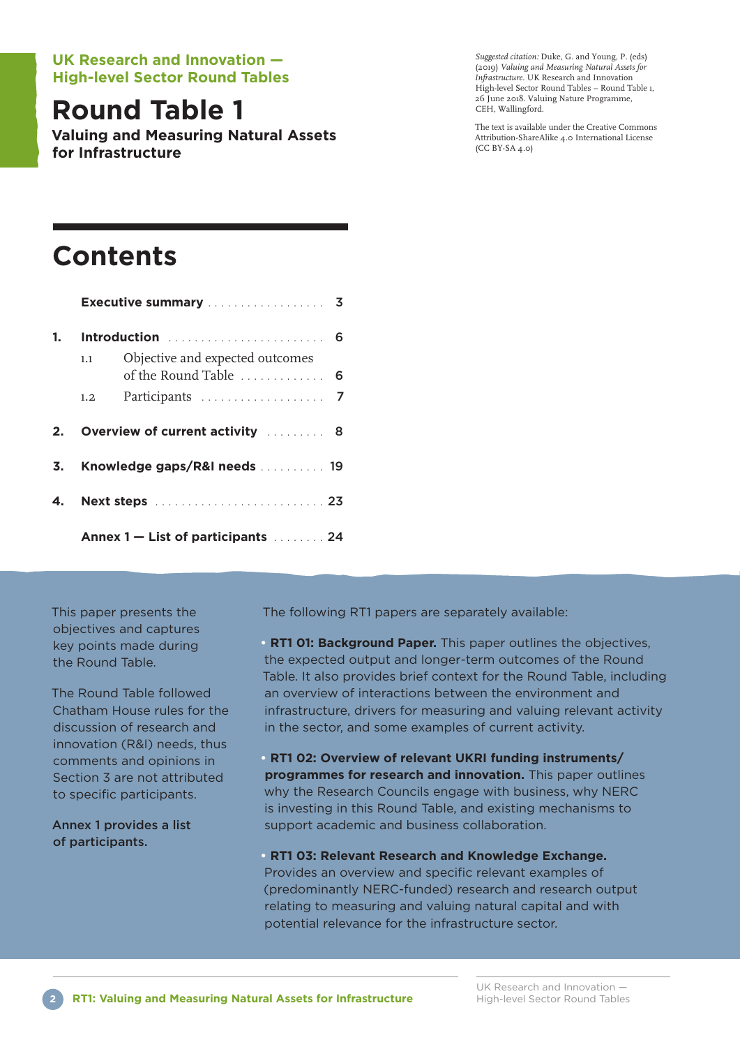UK Research and Innovation — High-level Sector Round Tables

# Round Table 1

**Valuing and Measuring Natural Assets for Infrastructure**

*Suggested citation:* Duke, G. and Young, P. (eds) (2019) *Valuing and Measuring Natural Assets for Infrastructure.* UK Research and Innovation High-level Sector Round Tables – Round Table 1, 26 June 2018. Valuing Nature Programme, CEH, Wallingford.

The text is available under the Creative Commons Attribution-ShareAlike 4.0 International License (CC BY-SA 4.0)

## Contents

| | | |
|---|---|---|
| | **Executive summary** | 3 |
| **1.** | **Introduction** | 6 |
| 1.1 | Objective and expected outcomes of the Round Table | 6 |
| 1.2 | Participants | 7 |
| **2.** | **Overview of current activity** | 8 |
| **3.** | **Knowledge gaps/R&I needs** | 19 |
| **4.** | **Next steps** | 23 |
| | **Annex 1 — List of participants** | 24 |

This paper presents the objectives and captures key points made during the Round Table.

The Round Table followed Chatham House rules for the discussion of research and innovation (R&I) needs, thus comments and opinions in Section 3 are not attributed to specific participants.

**Annex 1 provides a list of participants.**

The following RT1 papers are separately available:

- **RT1 01: Background Paper.** This paper outlines the objectives, the expected output and longer-term outcomes of the Round Table. It also provides brief context for the Round Table, including an overview of interactions between the environment and infrastructure, drivers for measuring and valuing relevant activity in the sector, and some examples of current activity.
- **RT1 02: Overview of relevant UKRI funding instruments/ programmes for research and innovation.** This paper outlines why the Research Councils engage with business, why NERC is investing in this Round Table, and existing mechanisms to support academic and business collaboration.
- **RT1 03: Relevant Research and Knowledge Exchange.** Provides an overview and specific relevant examples of (predominantly NERC-funded) research and research output relating to measuring and valuing natural capital and with potential relevance for the infrastructure sector.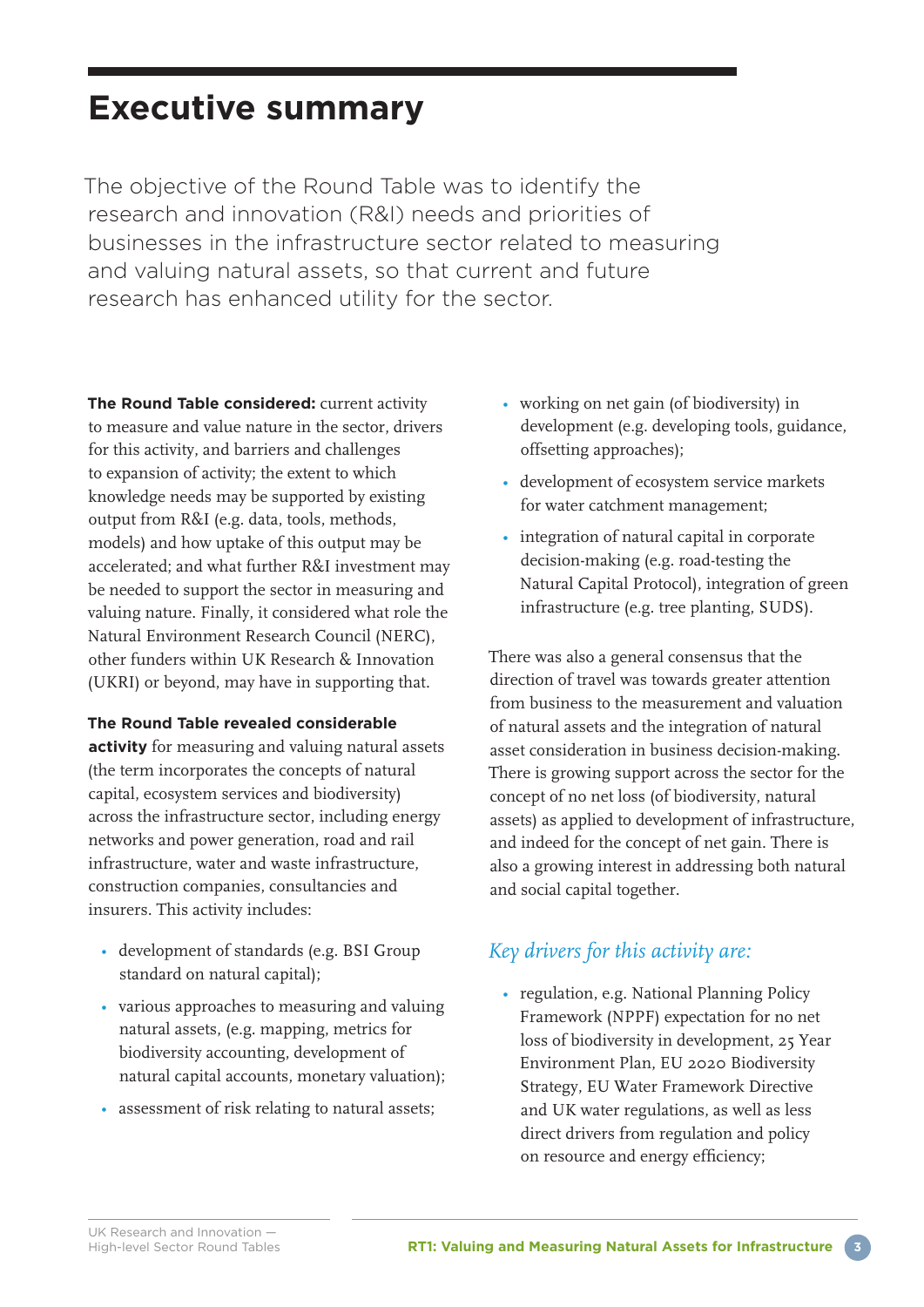# Executive summary

The objective of the Round Table was to identify the research and innovation (R&I) needs and priorities of businesses in the infrastructure sector related to measuring and valuing natural assets, so that current and future research has enhanced utility for the sector.

**The Round Table considered:** current activity to measure and value nature in the sector, drivers for this activity, and barriers and challenges to expansion of activity; the extent to which knowledge needs may be supported by existing output from R&I (e.g. data, tools, methods, models) and how uptake of this output may be accelerated; and what further R&I investment may be needed to support the sector in measuring and valuing nature. Finally, it considered what role the Natural Environment Research Council (NERC), other funders within UK Research & Innovation (UKRI) or beyond, may have in supporting that.

**The Round Table revealed considerable activity** for measuring and valuing natural assets (the term incorporates the concepts of natural capital, ecosystem services and biodiversity) across the infrastructure sector, including energy networks and power generation, road and rail infrastructure, water and waste infrastructure, construction companies, consultancies and insurers. This activity includes:

- development of standards (e.g. BSI Group standard on natural capital);
- various approaches to measuring and valuing natural assets, (e.g. mapping, metrics for biodiversity accounting, development of natural capital accounts, monetary valuation);
- assessment of risk relating to natural assets;
- working on net gain (of biodiversity) in development (e.g. developing tools, guidance, offsetting approaches);
- development of ecosystem service markets for water catchment management;
- integration of natural capital in corporate decision-making (e.g. road-testing the Natural Capital Protocol), integration of green infrastructure (e.g. tree planting, SUDS).

There was also a general consensus that the direction of travel was towards greater attention from business to the measurement and valuation of natural assets and the integration of natural asset consideration in business decision-making. There is growing support across the sector for the concept of no net loss (of biodiversity, natural assets) as applied to development of infrastructure, and indeed for the concept of net gain. There is also a growing interest in addressing both natural and social capital together.

## *Key drivers for this activity are:*

- regulation, e.g. National Planning Policy Framework (NPPF) expectation for no net loss of biodiversity in development, 25 Year Environment Plan, EU 2020 Biodiversity Strategy, EU Water Framework Directive and UK water regulations, as well as less direct drivers from regulation and policy on resource and energy efficiency;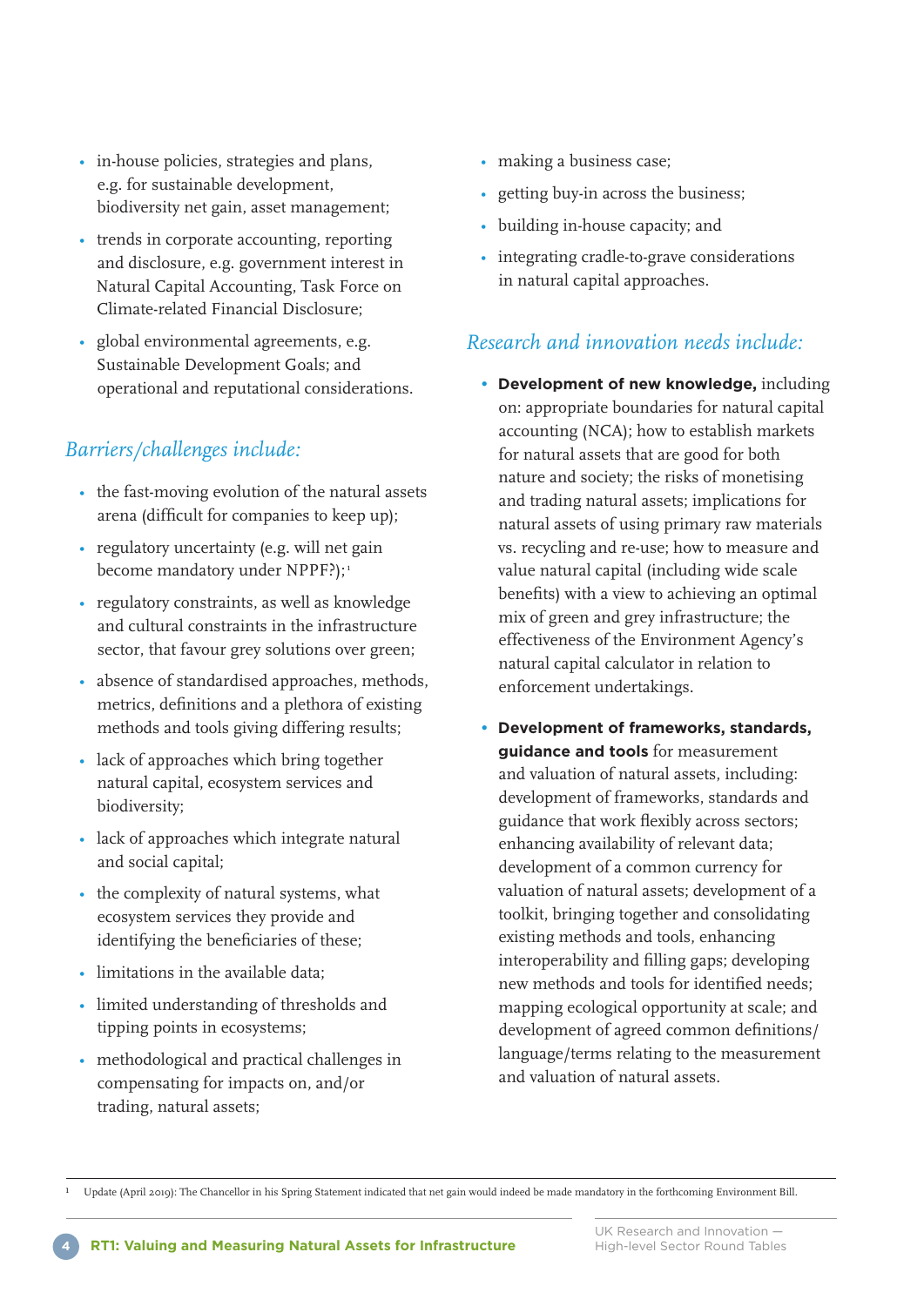- in-house policies, strategies and plans, e.g. for sustainable development, biodiversity net gain, asset management;
- trends in corporate accounting, reporting and disclosure, e.g. government interest in Natural Capital Accounting, Task Force on Climate-related Financial Disclosure;
- global environmental agreements, e.g. Sustainable Development Goals; and operational and reputational considerations.

## *Barriers/challenges include:*

- the fast-moving evolution of the natural assets arena (difficult for companies to keep up);
- regulatory uncertainty (e.g. will net gain become mandatory under NPPF?);[1]
- regulatory constraints, as well as knowledge and cultural constraints in the infrastructure sector, that favour grey solutions over green;
- absence of standardised approaches, methods, metrics, definitions and a plethora of existing methods and tools giving differing results;
- lack of approaches which bring together natural capital, ecosystem services and biodiversity;
- lack of approaches which integrate natural and social capital;
- the complexity of natural systems, what ecosystem services they provide and identifying the beneficiaries of these;
- limitations in the available data;
- limited understanding of thresholds and tipping points in ecosystems;
- methodological and practical challenges in compensating for impacts on, and/or trading, natural assets;
- making a business case;
- getting buy-in across the business;
- building in-house capacity; and
- integrating cradle-to-grave considerations in natural capital approaches.

## *Research and innovation needs include:*

- **Development of new knowledge,** including on: appropriate boundaries for natural capital accounting (NCA); how to establish markets for natural assets that are good for both nature and society; the risks of monetising and trading natural assets; implications for natural assets of using primary raw materials vs. recycling and re-use; how to measure and value natural capital (including wide scale benefits) with a view to achieving an optimal mix of green and grey infrastructure; the effectiveness of the Environment Agency's natural capital calculator in relation to enforcement undertakings.
- **Development of frameworks, standards, guidance and tools** for measurement and valuation of natural assets, including: development of frameworks, standards and guidance that work flexibly across sectors; enhancing availability of relevant data; development of a common currency for valuation of natural assets; development of a toolkit, bringing together and consolidating existing methods and tools, enhancing interoperability and filling gaps; developing new methods and tools for identified needs; mapping ecological opportunity at scale; and development of agreed common definitions/language/terms relating to the measurement and valuation of natural assets.

[1] Update (April 2019): The Chancellor in his Spring Statement indicated that net gain would indeed be made mandatory in the forthcoming Environment Bill.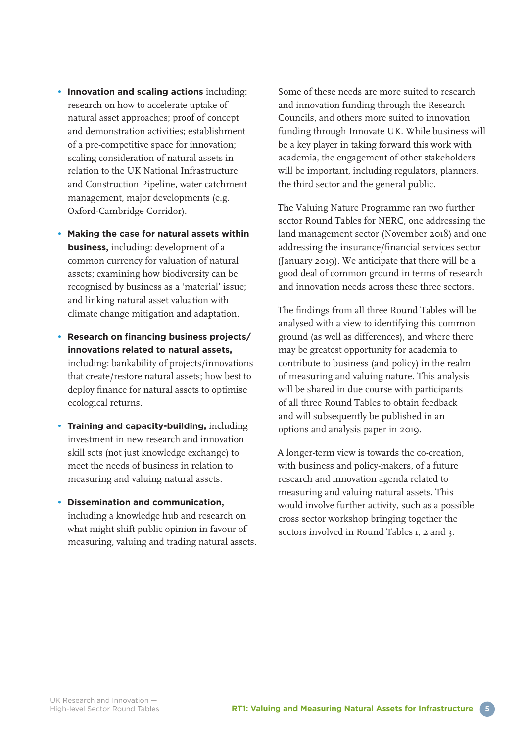- **Innovation and scaling actions** including: research on how to accelerate uptake of natural asset approaches; proof of concept and demonstration activities; establishment of a pre-competitive space for innovation; scaling consideration of natural assets in relation to the UK National Infrastructure and Construction Pipeline, water catchment management, major developments (e.g. Oxford-Cambridge Corridor).
- **Making the case for natural assets within business,** including: development of a common currency for valuation of natural assets; examining how biodiversity can be recognised by business as a 'material' issue; and linking natural asset valuation with climate change mitigation and adaptation.
- **Research on financing business projects/ innovations related to natural assets,** including: bankability of projects/innovations that create/restore natural assets; how best to deploy finance for natural assets to optimise ecological returns.
- **Training and capacity-building,** including investment in new research and innovation skill sets (not just knowledge exchange) to meet the needs of business in relation to measuring and valuing natural assets.
- **Dissemination and communication,** including a knowledge hub and research on what might shift public opinion in favour of measuring, valuing and trading natural assets.

Some of these needs are more suited to research and innovation funding through the Research Councils, and others more suited to innovation funding through Innovate UK. While business will be a key player in taking forward this work with academia, the engagement of other stakeholders will be important, including regulators, planners, the third sector and the general public.

The Valuing Nature Programme ran two further sector Round Tables for NERC, one addressing the land management sector (November 2018) and one addressing the insurance/financial services sector (January 2019). We anticipate that there will be a good deal of common ground in terms of research and innovation needs across these three sectors.

The findings from all three Round Tables will be analysed with a view to identifying this common ground (as well as differences), and where there may be greatest opportunity for academia to contribute to business (and policy) in the realm of measuring and valuing nature. This analysis will be shared in due course with participants of all three Round Tables to obtain feedback and will subsequently be published in an options and analysis paper in 2019.

A longer-term view is towards the co-creation, with business and policy-makers, of a future research and innovation agenda related to measuring and valuing natural assets. This would involve further activity, such as a possible cross sector workshop bringing together the sectors involved in Round Tables 1, 2 and 3.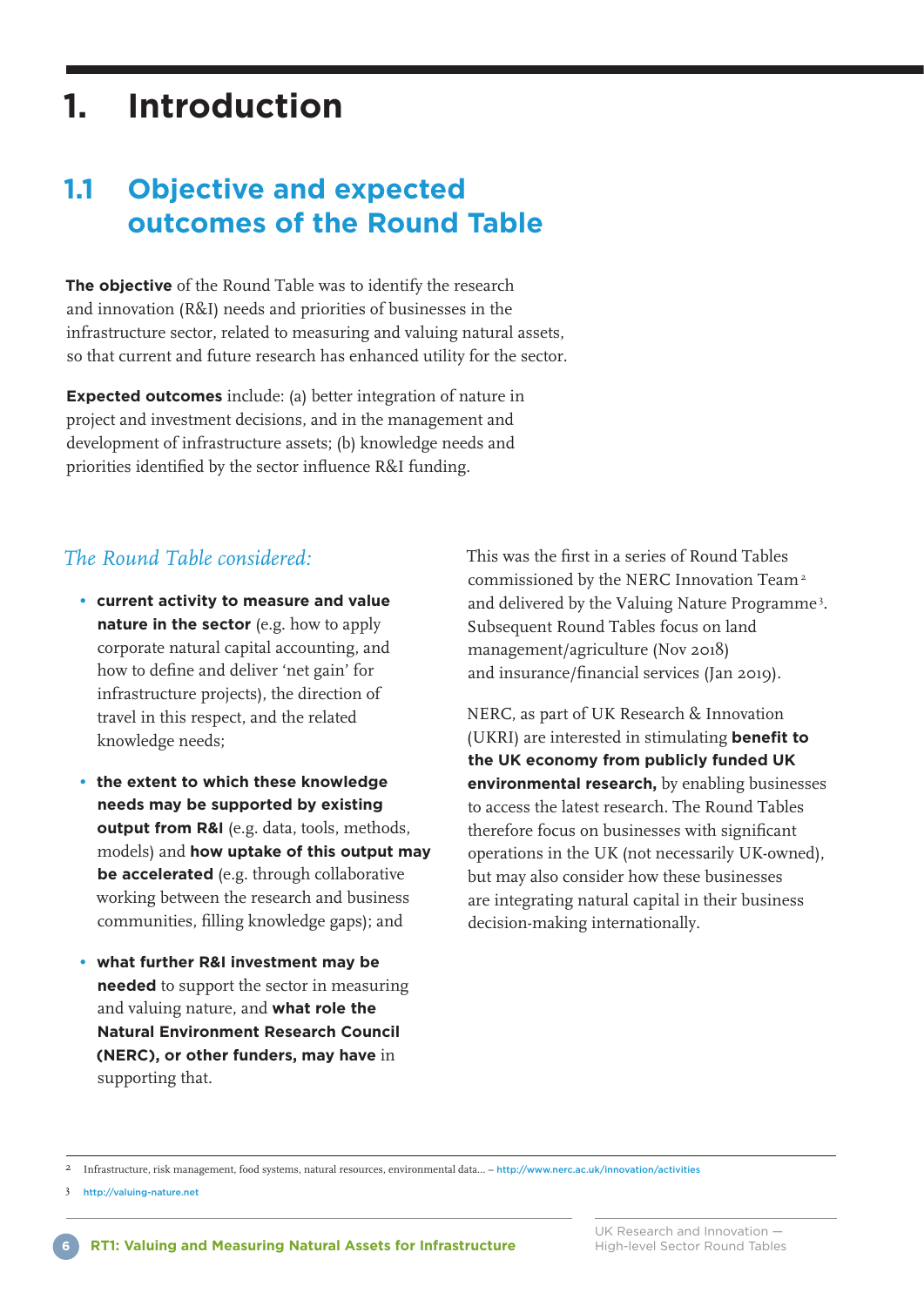# 1. Introduction

## 1.1 Objective and expected outcomes of the Round Table

**The objective** of the Round Table was to identify the research and innovation (R&I) needs and priorities of businesses in the infrastructure sector, related to measuring and valuing natural assets, so that current and future research has enhanced utility for the sector.

**Expected outcomes** include: (a) better integration of nature in project and investment decisions, and in the management and development of infrastructure assets; (b) knowledge needs and priorities identified by the sector influence R&I funding.

*The Round Table considered:*

- **current activity to measure and value nature in the sector** (e.g. how to apply corporate natural capital accounting, and how to define and deliver 'net gain' for infrastructure projects), the direction of travel in this respect, and the related knowledge needs;
- **the extent to which these knowledge needs may be supported by existing output from R&I** (e.g. data, tools, methods, models) and **how uptake of this output may be accelerated** (e.g. through collaborative working between the research and business communities, filling knowledge gaps); and
- **what further R&I investment may be needed** to support the sector in measuring and valuing nature, and **what role the Natural Environment Research Council (NERC), or other funders, may have** in supporting that.

This was the first in a series of Round Tables commissioned by the NERC Innovation Team[2] and delivered by the Valuing Nature Programme[3]. Subsequent Round Tables focus on land management/agriculture (Nov 2018) and insurance/financial services (Jan 2019).

NERC, as part of UK Research & Innovation (UKRI) are interested in stimulating **benefit to the UK economy from publicly funded UK environmental research,** by enabling businesses to access the latest research. The Round Tables therefore focus on businesses with significant operations in the UK (not necessarily UK-owned), but may also consider how these businesses are integrating natural capital in their business decision-making internationally.

---

[2] Infrastructure, risk management, food systems, natural resources, environmental data... – http://www.nerc.ac.uk/innovation/activities

[3] http://valuing-nature.net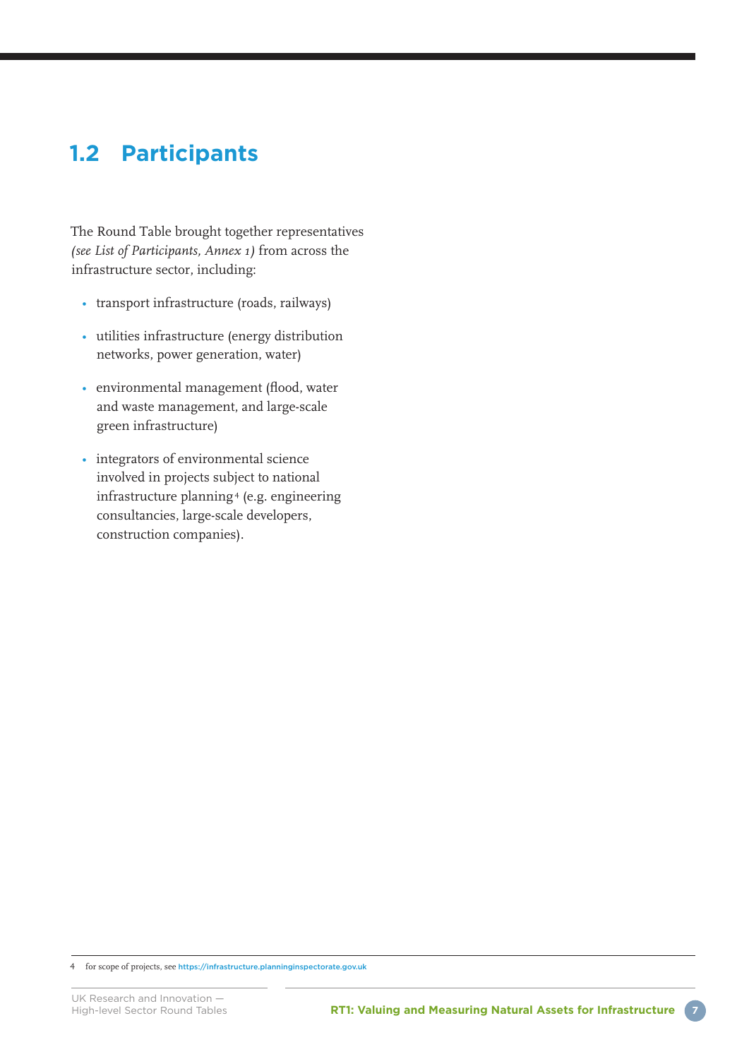## 1.2 Participants

The Round Table brought together representatives *(see List of Participants, Annex 1)* from across the infrastructure sector, including:

- transport infrastructure (roads, railways)
- utilities infrastructure (energy distribution networks, power generation, water)
- environmental management (flood, water and waste management, and large-scale green infrastructure)
- integrators of environmental science involved in projects subject to national infrastructure planning[4] (e.g. engineering consultancies, large-scale developers, construction companies).

---

4 for scope of projects, see https://infrastructure.planninginspectorate.gov.uk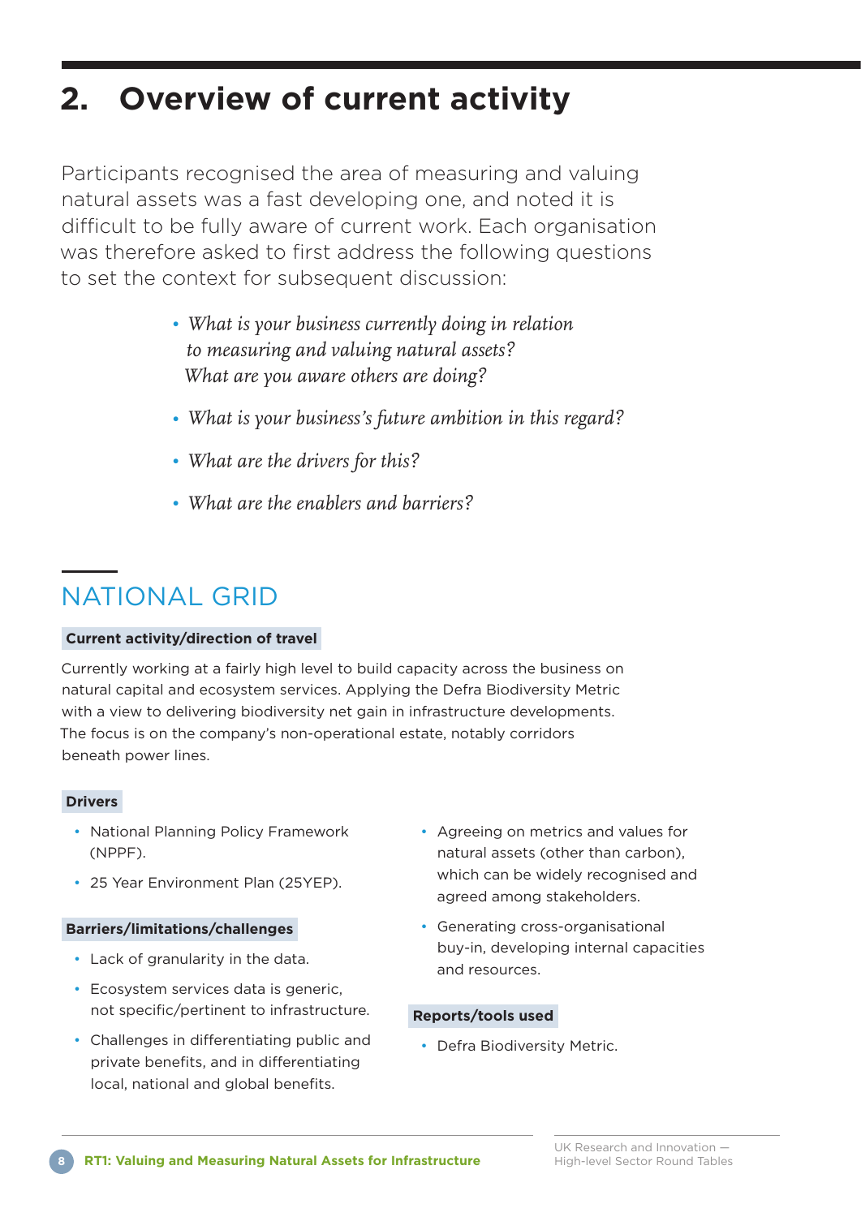## 2. Overview of current activity

Participants recognised the area of measuring and valuing natural assets was a fast developing one, and noted it is difficult to be fully aware of current work. Each organisation was therefore asked to first address the following questions to set the context for subsequent discussion:

- *What is your business currently doing in relation to measuring and valuing natural assets? What are you aware others are doing?*
- *What is your business's future ambition in this regard?*
- *What are the drivers for this?*
- *What are the enablers and barriers?*

### NATIONAL GRID

**Current activity/direction of travel**

Currently working at a fairly high level to build capacity across the business on natural capital and ecosystem services. Applying the Defra Biodiversity Metric with a view to delivering biodiversity net gain in infrastructure developments. The focus is on the company's non-operational estate, notably corridors beneath power lines.

**Drivers**

- National Planning Policy Framework (NPPF).
- 25 Year Environment Plan (25YEP).

**Barriers/limitations/challenges**

- Lack of granularity in the data.
- Ecosystem services data is generic, not specific/pertinent to infrastructure.
- Challenges in differentiating public and private benefits, and in differentiating local, national and global benefits.
- Agreeing on metrics and values for natural assets (other than carbon), which can be widely recognised and agreed among stakeholders.
- Generating cross-organisational buy-in, developing internal capacities and resources.

**Reports/tools used**

- Defra Biodiversity Metric.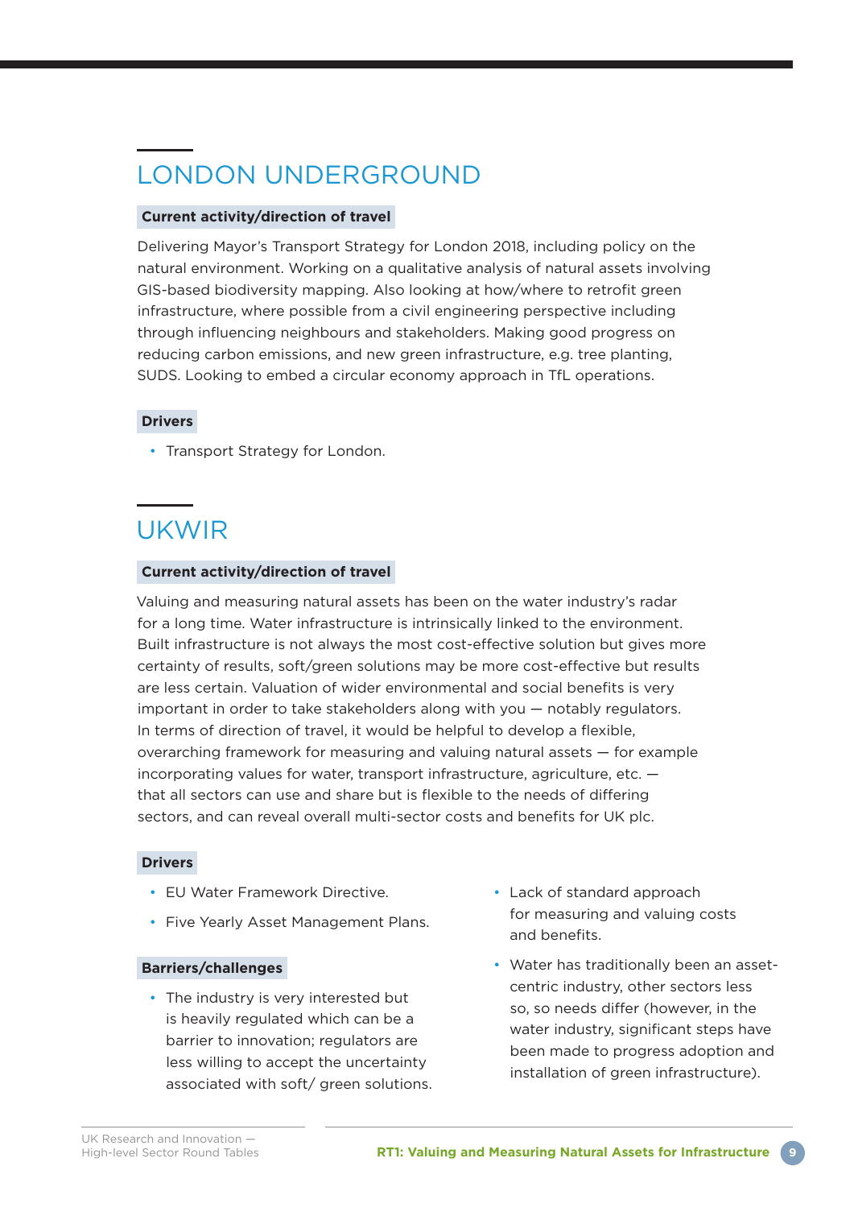## LONDON UNDERGROUND

### Current activity/direction of travel

Delivering Mayor's Transport Strategy for London 2018, including policy on the natural environment. Working on a qualitative analysis of natural assets involving GIS-based biodiversity mapping. Also looking at how/where to retrofit green infrastructure, where possible from a civil engineering perspective including through influencing neighbours and stakeholders. Making good progress on reducing carbon emissions, and new green infrastructure, e.g. tree planting, SUDS. Looking to embed a circular economy approach in TfL operations.

### Drivers

- Transport Strategy for London.

## UKWIR

### Current activity/direction of travel

Valuing and measuring natural assets has been on the water industry's radar for a long time. Water infrastructure is intrinsically linked to the environment. Built infrastructure is not always the most cost-effective solution but gives more certainty of results, soft/green solutions may be more cost-effective but results are less certain. Valuation of wider environmental and social benefits is very important in order to take stakeholders along with you — notably regulators. In terms of direction of travel, it would be helpful to develop a flexible, overarching framework for measuring and valuing natural assets — for example incorporating values for water, transport infrastructure, agriculture, etc. — that all sectors can use and share but is flexible to the needs of differing sectors, and can reveal overall multi-sector costs and benefits for UK plc.

### Drivers

- EU Water Framework Directive.
- Five Yearly Asset Management Plans.

### Barriers/challenges

- The industry is very interested but is heavily regulated which can be a barrier to innovation; regulators are less willing to accept the uncertainty associated with soft/ green solutions.
- Lack of standard approach for measuring and valuing costs and benefits.
- Water has traditionally been an asset-centric industry, other sectors less so, so needs differ (however, in the water industry, significant steps have been made to progress adoption and installation of green infrastructure).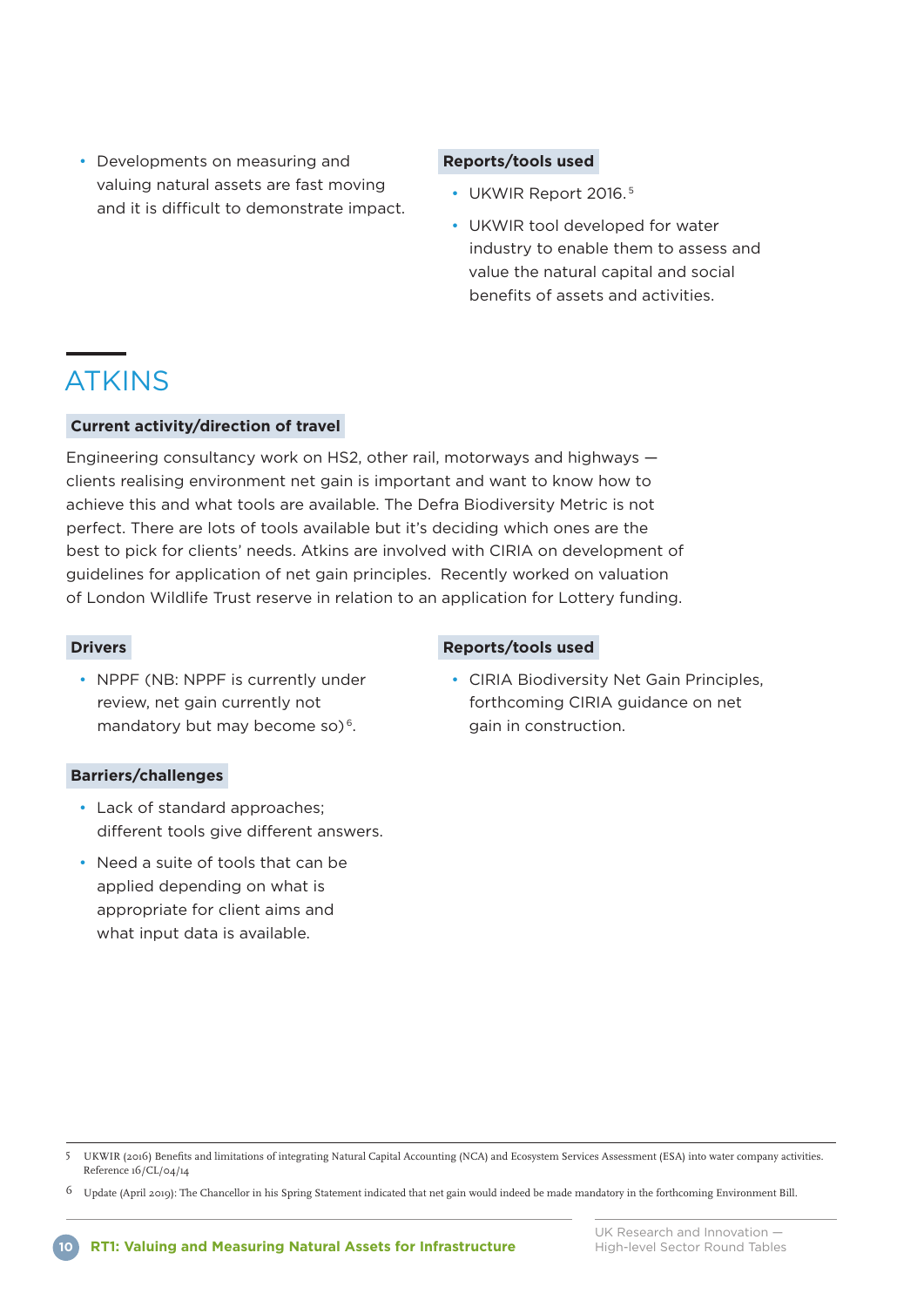- Developments on measuring and valuing natural assets are fast moving and it is difficult to demonstrate impact.

**Reports/tools used**

- UKWIR Report 2016.[5]
- UKWIR tool developed for water industry to enable them to assess and value the natural capital and social benefits of assets and activities.

## ATKINS

**Current activity/direction of travel**

Engineering consultancy work on HS2, other rail, motorways and highways — clients realising environment net gain is important and want to know how to achieve this and what tools are available. The Defra Biodiversity Metric is not perfect. There are lots of tools available but it's deciding which ones are the best to pick for clients' needs. Atkins are involved with CIRIA on development of guidelines for application of net gain principles. Recently worked on valuation of London Wildlife Trust reserve in relation to an application for Lottery funding.

**Drivers**

- NPPF (NB: NPPF is currently under review, net gain currently not mandatory but may become so)[6].

**Barriers/challenges**

- Lack of standard approaches; different tools give different answers.
- Need a suite of tools that can be applied depending on what is appropriate for client aims and what input data is available.

**Reports/tools used**

- CIRIA Biodiversity Net Gain Principles, forthcoming CIRIA guidance on net gain in construction.

---

5 UKWIR (2016) Benefits and limitations of integrating Natural Capital Accounting (NCA) and Ecosystem Services Assessment (ESA) into water company activities. Reference 16/CL/04/14

6 Update (April 2019): The Chancellor in his Spring Statement indicated that net gain would indeed be made mandatory in the forthcoming Environment Bill.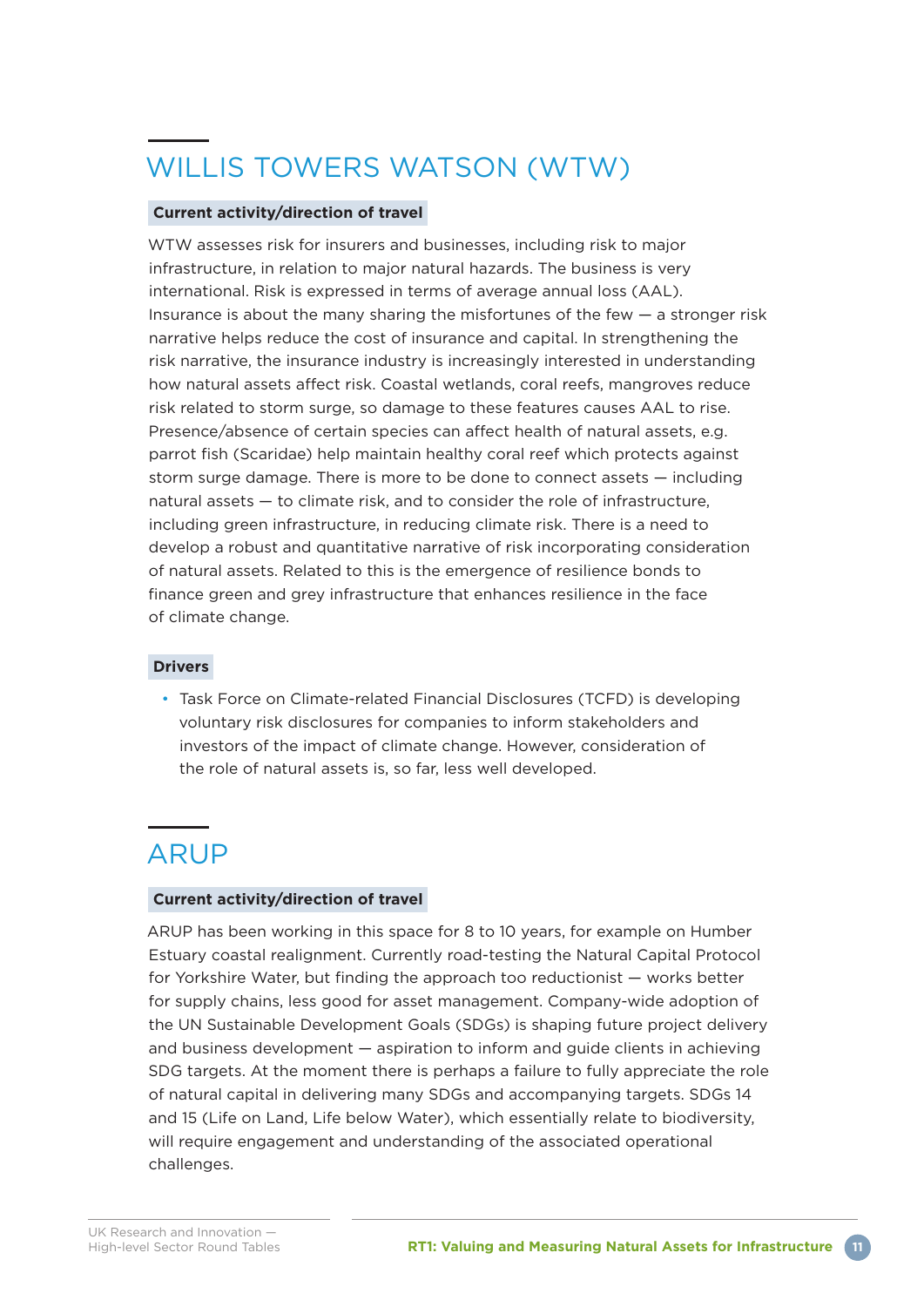## WILLIS TOWERS WATSON (WTW)

### Current activity/direction of travel

WTW assesses risk for insurers and businesses, including risk to major infrastructure, in relation to major natural hazards. The business is very international. Risk is expressed in terms of average annual loss (AAL). Insurance is about the many sharing the misfortunes of the few — a stronger risk narrative helps reduce the cost of insurance and capital. In strengthening the risk narrative, the insurance industry is increasingly interested in understanding how natural assets affect risk. Coastal wetlands, coral reefs, mangroves reduce risk related to storm surge, so damage to these features causes AAL to rise. Presence/absence of certain species can affect health of natural assets, e.g. parrot fish (Scaridae) help maintain healthy coral reef which protects against storm surge damage. There is more to be done to connect assets — including natural assets — to climate risk, and to consider the role of infrastructure, including green infrastructure, in reducing climate risk. There is a need to develop a robust and quantitative narrative of risk incorporating consideration of natural assets. Related to this is the emergence of resilience bonds to finance green and grey infrastructure that enhances resilience in the face of climate change.

### Drivers

- Task Force on Climate-related Financial Disclosures (TCFD) is developing voluntary risk disclosures for companies to inform stakeholders and investors of the impact of climate change. However, consideration of the role of natural assets is, so far, less well developed.

## ARUP

### Current activity/direction of travel

ARUP has been working in this space for 8 to 10 years, for example on Humber Estuary coastal realignment. Currently road-testing the Natural Capital Protocol for Yorkshire Water, but finding the approach too reductionist — works better for supply chains, less good for asset management. Company-wide adoption of the UN Sustainable Development Goals (SDGs) is shaping future project delivery and business development — aspiration to inform and guide clients in achieving SDG targets. At the moment there is perhaps a failure to fully appreciate the role of natural capital in delivering many SDGs and accompanying targets. SDGs 14 and 15 (Life on Land, Life below Water), which essentially relate to biodiversity, will require engagement and understanding of the associated operational challenges.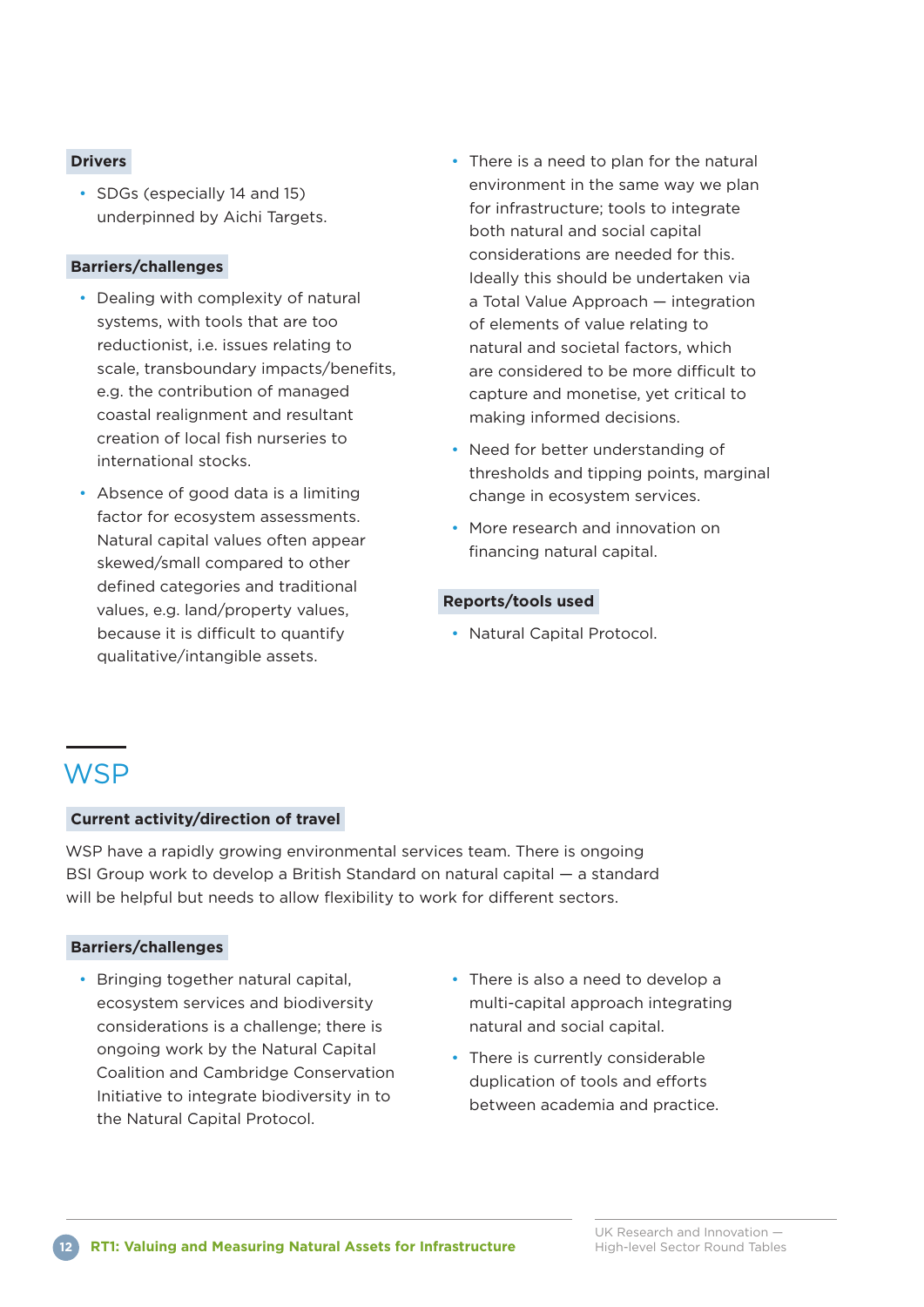**Drivers**

- SDGs (especially 14 and 15) underpinned by Aichi Targets.

**Barriers/challenges**

- Dealing with complexity of natural systems, with tools that are too reductionist, i.e. issues relating to scale, transboundary impacts/benefits, e.g. the contribution of managed coastal realignment and resultant creation of local fish nurseries to international stocks.
- Absence of good data is a limiting factor for ecosystem assessments. Natural capital values often appear skewed/small compared to other defined categories and traditional values, e.g. land/property values, because it is difficult to quantify qualitative/intangible assets.
- There is a need to plan for the natural environment in the same way we plan for infrastructure; tools to integrate both natural and social capital considerations are needed for this. Ideally this should be undertaken via a Total Value Approach — integration of elements of value relating to natural and societal factors, which are considered to be more difficult to capture and monetise, yet critical to making informed decisions.
- Need for better understanding of thresholds and tipping points, marginal change in ecosystem services.
- More research and innovation on financing natural capital.

**Reports/tools used**

- Natural Capital Protocol.

## WSP

**Current activity/direction of travel**

WSP have a rapidly growing environmental services team. There is ongoing BSI Group work to develop a British Standard on natural capital — a standard will be helpful but needs to allow flexibility to work for different sectors.

**Barriers/challenges**

- Bringing together natural capital, ecosystem services and biodiversity considerations is a challenge; there is ongoing work by the Natural Capital Coalition and Cambridge Conservation Initiative to integrate biodiversity in to the Natural Capital Protocol.
- There is also a need to develop a multi-capital approach integrating natural and social capital.
- There is currently considerable duplication of tools and efforts between academia and practice.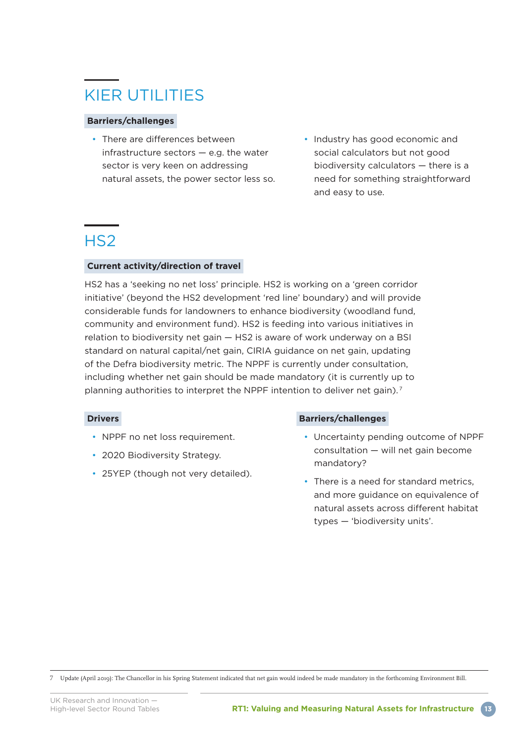## KIER UTILITIES

### Barriers/challenges

- There are differences between infrastructure sectors — e.g. the water sector is very keen on addressing natural assets, the power sector less so.
- Industry has good economic and social calculators but not good biodiversity calculators — there is a need for something straightforward and easy to use.

## HS2

### Current activity/direction of travel

HS2 has a 'seeking no net loss' principle. HS2 is working on a 'green corridor initiative' (beyond the HS2 development 'red line' boundary) and will provide considerable funds for landowners to enhance biodiversity (woodland fund, community and environment fund). HS2 is feeding into various initiatives in relation to biodiversity net gain — HS2 is aware of work underway on a BSI standard on natural capital/net gain, CIRIA guidance on net gain, updating of the Defra biodiversity metric. The NPPF is currently under consultation, including whether net gain should be made mandatory (it is currently up to planning authorities to interpret the NPPF intention to deliver net gain).[7]

### Drivers

- NPPF no net loss requirement.
- 2020 Biodiversity Strategy.
- 25YEP (though not very detailed).

### Barriers/challenges

- Uncertainty pending outcome of NPPF consultation — will net gain become mandatory?
- There is a need for standard metrics, and more guidance on equivalence of natural assets across different habitat types — 'biodiversity units'.

7 Update (April 2019): The Chancellor in his Spring Statement indicated that net gain would indeed be made mandatory in the forthcoming Environment Bill.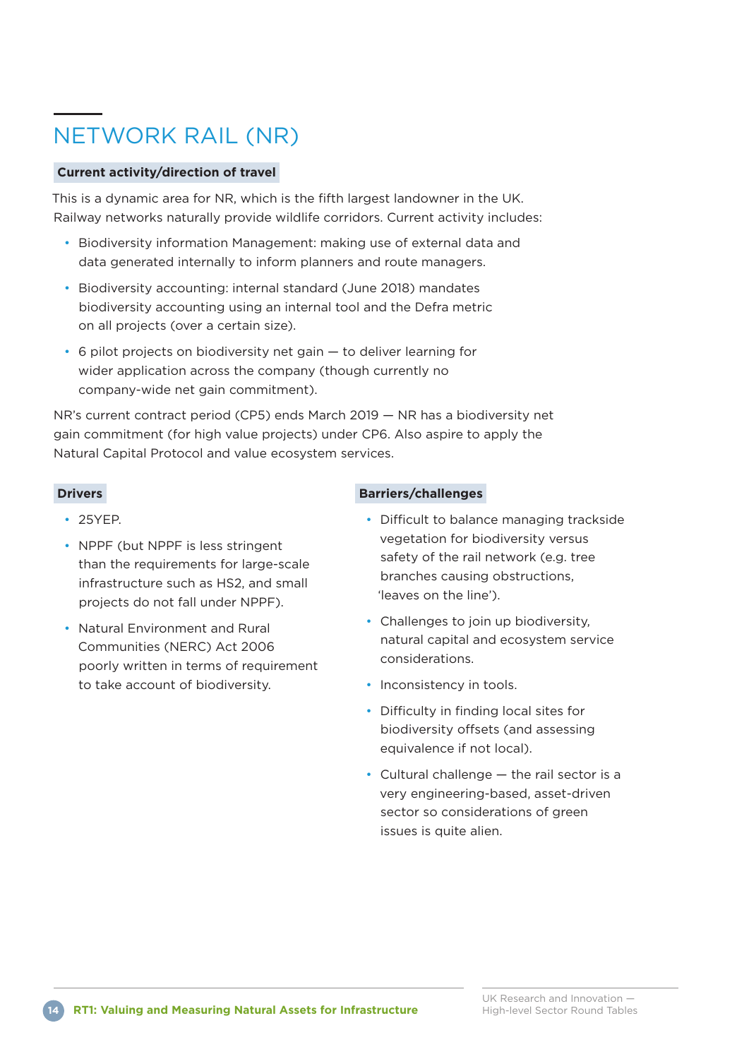## NETWORK RAIL (NR)

### Current activity/direction of travel

This is a dynamic area for NR, which is the fifth largest landowner in the UK. Railway networks naturally provide wildlife corridors. Current activity includes:

- Biodiversity information Management: making use of external data and data generated internally to inform planners and route managers.
- Biodiversity accounting: internal standard (June 2018) mandates biodiversity accounting using an internal tool and the Defra metric on all projects (over a certain size).
- 6 pilot projects on biodiversity net gain — to deliver learning for wider application across the company (though currently no company-wide net gain commitment).

NR's current contract period (CP5) ends March 2019 — NR has a biodiversity net gain commitment (for high value projects) under CP6. Also aspire to apply the Natural Capital Protocol and value ecosystem services.

### Drivers

- 25YEP.
- NPPF (but NPPF is less stringent than the requirements for large-scale infrastructure such as HS2, and small projects do not fall under NPPF).
- Natural Environment and Rural Communities (NERC) Act 2006 poorly written in terms of requirement to take account of biodiversity.

### Barriers/challenges

- Difficult to balance managing trackside vegetation for biodiversity versus safety of the rail network (e.g. tree branches causing obstructions, 'leaves on the line').
- Challenges to join up biodiversity, natural capital and ecosystem service considerations.
- Inconsistency in tools.
- Difficulty in finding local sites for biodiversity offsets (and assessing equivalence if not local).
- Cultural challenge — the rail sector is a very engineering-based, asset-driven sector so considerations of green issues is quite alien.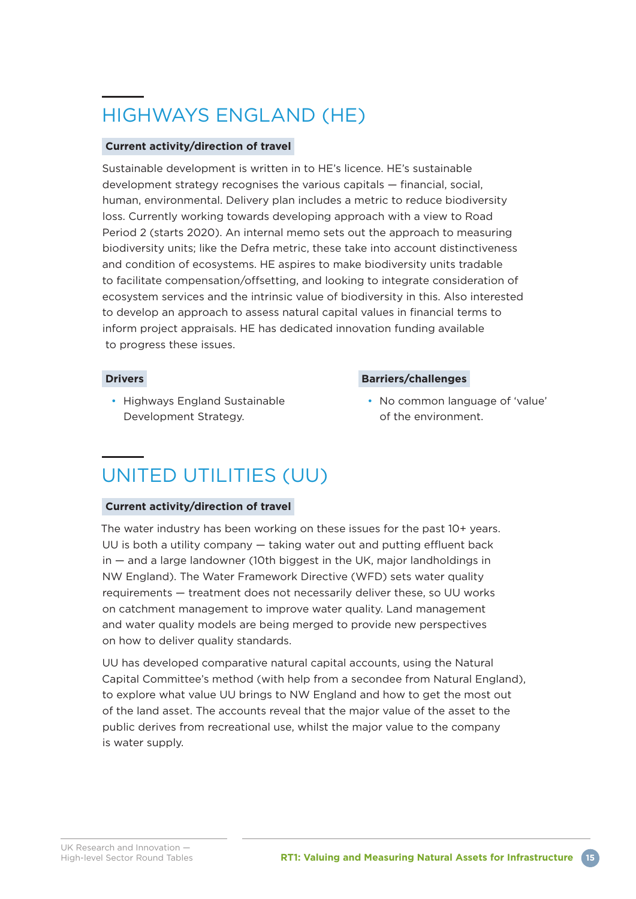## HIGHWAYS ENGLAND (HE)

**Current activity/direction of travel**

Sustainable development is written in to HE's licence. HE's sustainable development strategy recognises the various capitals — financial, social, human, environmental. Delivery plan includes a metric to reduce biodiversity loss. Currently working towards developing approach with a view to Road Period 2 (starts 2020). An internal memo sets out the approach to measuring biodiversity units; like the Defra metric, these take into account distinctiveness and condition of ecosystems. HE aspires to make biodiversity units tradable to facilitate compensation/offsetting, and looking to integrate consideration of ecosystem services and the intrinsic value of biodiversity in this. Also interested to develop an approach to assess natural capital values in financial terms to inform project appraisals. HE has dedicated innovation funding available to progress these issues.

**Drivers**

- Highways England Sustainable Development Strategy.

**Barriers/challenges**

- No common language of 'value' of the environment.

## UNITED UTILITIES (UU)

**Current activity/direction of travel**

The water industry has been working on these issues for the past 10+ years. UU is both a utility company — taking water out and putting effluent back in — and a large landowner (10th biggest in the UK, major landholdings in NW England). The Water Framework Directive (WFD) sets water quality requirements — treatment does not necessarily deliver these, so UU works on catchment management to improve water quality. Land management and water quality models are being merged to provide new perspectives on how to deliver quality standards.

UU has developed comparative natural capital accounts, using the Natural Capital Committee's method (with help from a secondee from Natural England), to explore what value UU brings to NW England and how to get the most out of the land asset. The accounts reveal that the major value of the asset to the public derives from recreational use, whilst the major value to the company is water supply.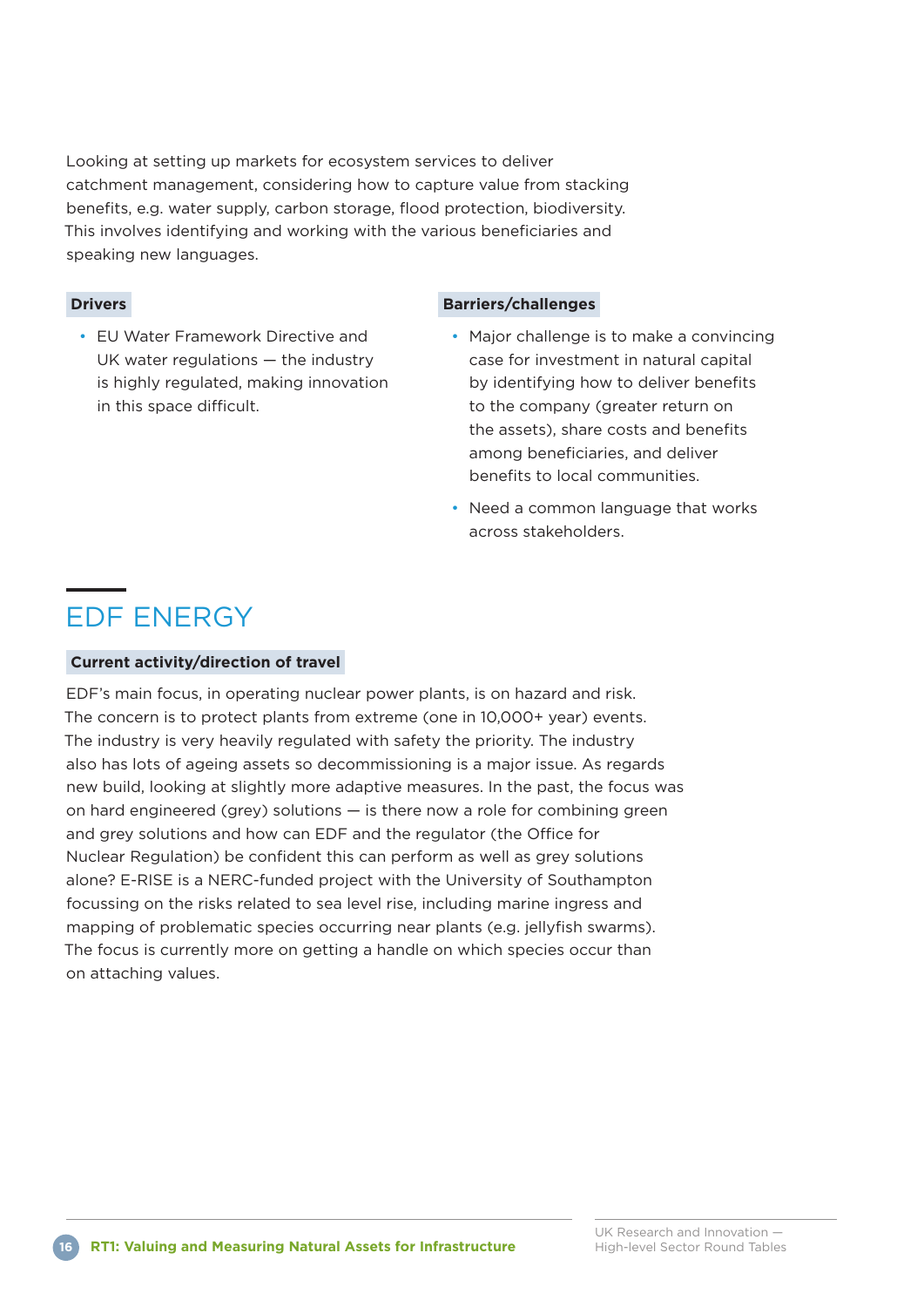Looking at setting up markets for ecosystem services to deliver catchment management, considering how to capture value from stacking benefits, e.g. water supply, carbon storage, flood protection, biodiversity. This involves identifying and working with the various beneficiaries and speaking new languages.

**Drivers**

- EU Water Framework Directive and UK water regulations — the industry is highly regulated, making innovation in this space difficult.

**Barriers/challenges**

- Major challenge is to make a convincing case for investment in natural capital by identifying how to deliver benefits to the company (greater return on the assets), share costs and benefits among beneficiaries, and deliver benefits to local communities.
- Need a common language that works across stakeholders.

## EDF ENERGY

**Current activity/direction of travel**

EDF's main focus, in operating nuclear power plants, is on hazard and risk. The concern is to protect plants from extreme (one in 10,000+ year) events. The industry is very heavily regulated with safety the priority. The industry also has lots of ageing assets so decommissioning is a major issue. As regards new build, looking at slightly more adaptive measures. In the past, the focus was on hard engineered (grey) solutions — is there now a role for combining green and grey solutions and how can EDF and the regulator (the Office for Nuclear Regulation) be confident this can perform as well as grey solutions alone? E-RISE is a NERC-funded project with the University of Southampton focussing on the risks related to sea level rise, including marine ingress and mapping of problematic species occurring near plants (e.g. jellyfish swarms). The focus is currently more on getting a handle on which species occur than on attaching values.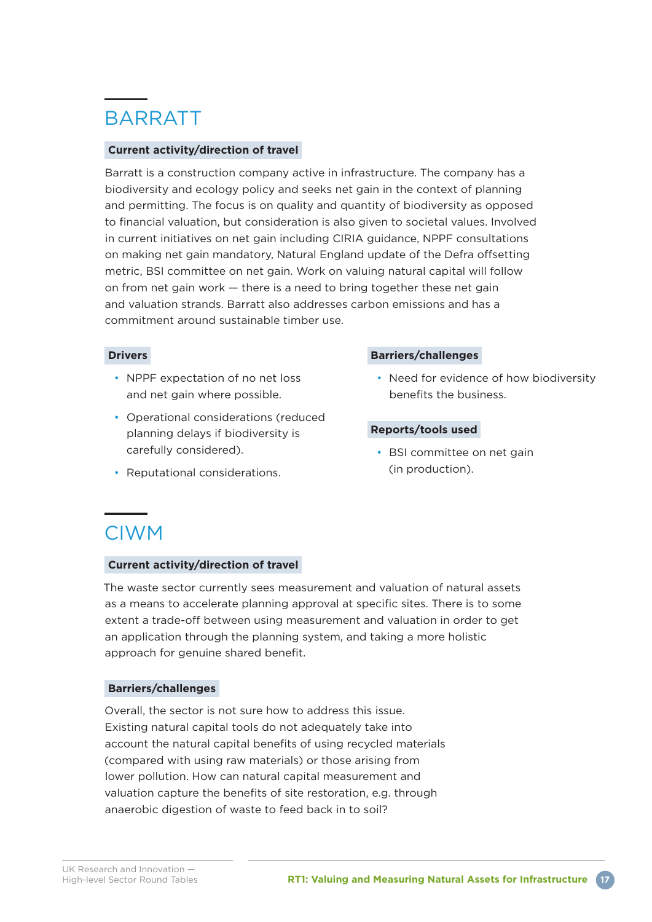## BARRATT

**Current activity/direction of travel**

Barratt is a construction company active in infrastructure. The company has a biodiversity and ecology policy and seeks net gain in the context of planning and permitting. The focus is on quality and quantity of biodiversity as opposed to financial valuation, but consideration is also given to societal values. Involved in current initiatives on net gain including CIRIA guidance, NPPF consultations on making net gain mandatory, Natural England update of the Defra offsetting metric, BSI committee on net gain. Work on valuing natural capital will follow on from net gain work — there is a need to bring together these net gain and valuation strands. Barratt also addresses carbon emissions and has a commitment around sustainable timber use.

**Drivers**

- NPPF expectation of no net loss and net gain where possible.
- Operational considerations (reduced planning delays if biodiversity is carefully considered).
- Reputational considerations.

**Barriers/challenges**

- Need for evidence of how biodiversity benefits the business.

**Reports/tools used**

- BSI committee on net gain (in production).

## CIWM

**Current activity/direction of travel**

The waste sector currently sees measurement and valuation of natural assets as a means to accelerate planning approval at specific sites. There is to some extent a trade-off between using measurement and valuation in order to get an application through the planning system, and taking a more holistic approach for genuine shared benefit.

**Barriers/challenges**

Overall, the sector is not sure how to address this issue. Existing natural capital tools do not adequately take into account the natural capital benefits of using recycled materials (compared with using raw materials) or those arising from lower pollution. How can natural capital measurement and valuation capture the benefits of site restoration, e.g. through anaerobic digestion of waste to feed back in to soil?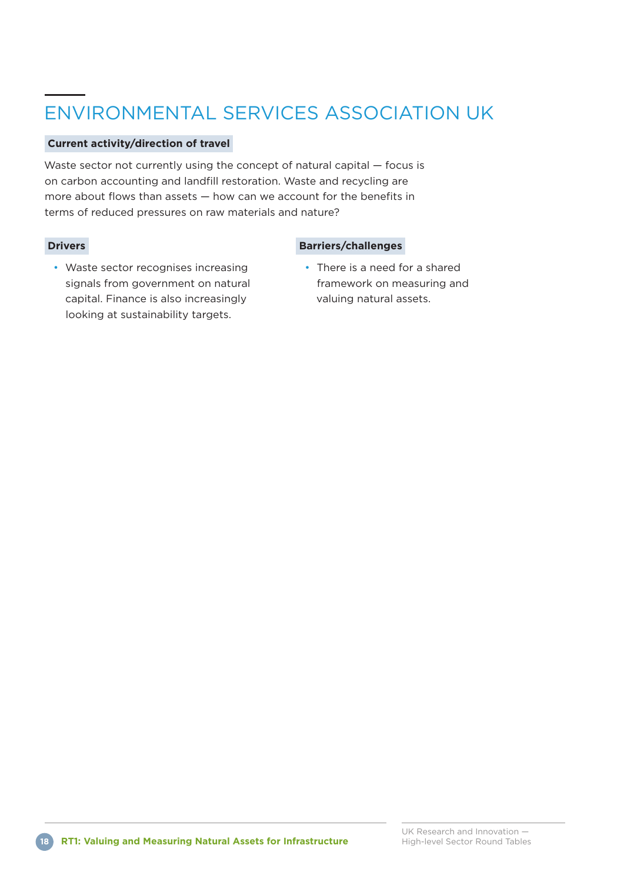# ENVIRONMENTAL SERVICES ASSOCIATION UK

**Current activity/direction of travel**

Waste sector not currently using the concept of natural capital — focus is on carbon accounting and landfill restoration. Waste and recycling are more about flows than assets — how can we account for the benefits in terms of reduced pressures on raw materials and nature?

**Drivers**

- Waste sector recognises increasing signals from government on natural capital. Finance is also increasingly looking at sustainability targets.

**Barriers/challenges**

- There is a need for a shared framework on measuring and valuing natural assets.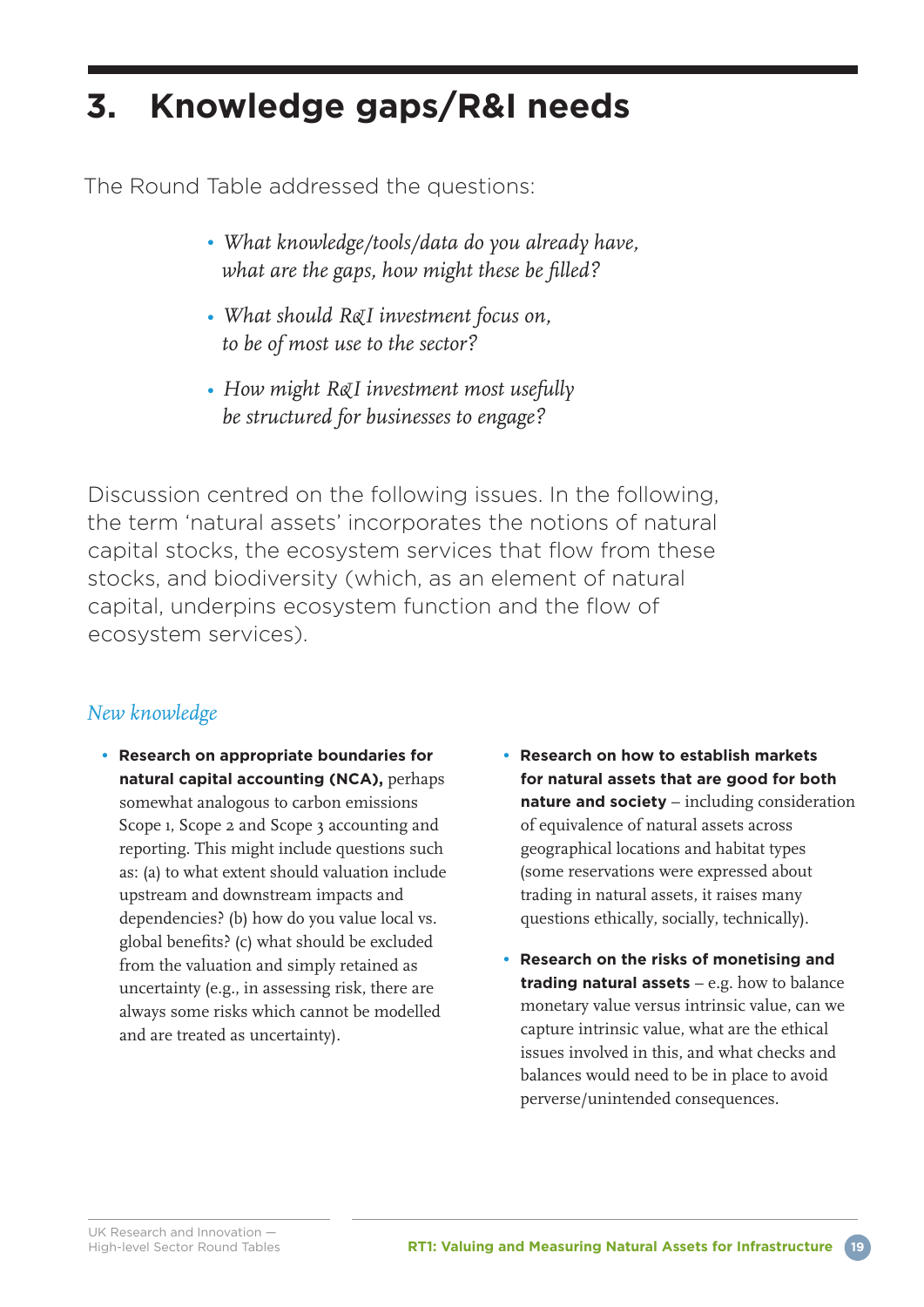# 3. Knowledge gaps/R&I needs

The Round Table addressed the questions:

- *What knowledge/tools/data do you already have, what are the gaps, how might these be filled?*
- *What should R&I investment focus on, to be of most use to the sector?*
- *How might R&I investment most usefully be structured for businesses to engage?*

Discussion centred on the following issues. In the following, the term 'natural assets' incorporates the notions of natural capital stocks, the ecosystem services that flow from these stocks, and biodiversity (which, as an element of natural capital, underpins ecosystem function and the flow of ecosystem services).

### *New knowledge*

- **Research on appropriate boundaries for natural capital accounting (NCA),** perhaps somewhat analogous to carbon emissions Scope 1, Scope 2 and Scope 3 accounting and reporting. This might include questions such as: (a) to what extent should valuation include upstream and downstream impacts and dependencies? (b) how do you value local vs. global benefits? (c) what should be excluded from the valuation and simply retained as uncertainty (e.g., in assessing risk, there are always some risks which cannot be modelled and are treated as uncertainty).
- **Research on how to establish markets for natural assets that are good for both nature and society** – including consideration of equivalence of natural assets across geographical locations and habitat types (some reservations were expressed about trading in natural assets, it raises many questions ethically, socially, technically).
- **Research on the risks of monetising and trading natural assets** – e.g. how to balance monetary value versus intrinsic value, can we capture intrinsic value, what are the ethical issues involved in this, and what checks and balances would need to be in place to avoid perverse/unintended consequences.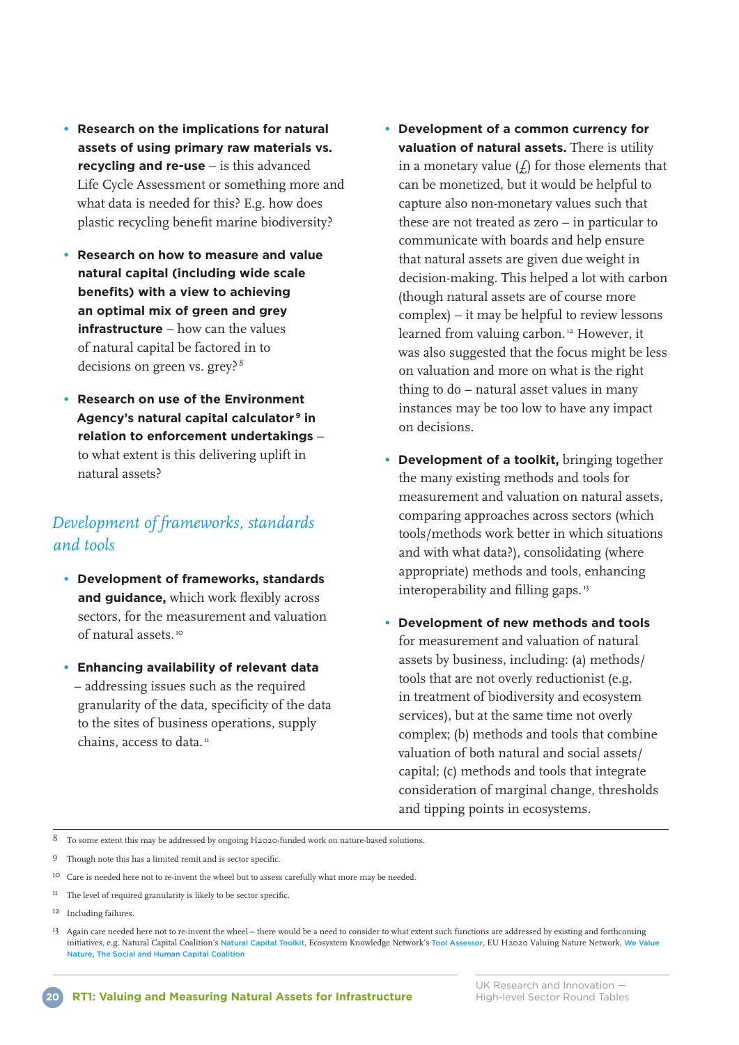- **Research on the implications for natural assets of using primary raw materials vs. recycling and re-use** – is this advanced Life Cycle Assessment or something more and what data is needed for this? E.g. how does plastic recycling benefit marine biodiversity?

- **Research on how to measure and value natural capital (including wide scale benefits) with a view to achieving an optimal mix of green and grey infrastructure** – how can the values of natural capital be factored in to decisions on green vs. grey?[8]

- **Research on use of the Environment Agency's natural capital calculator[9] in relation to enforcement undertakings** – to what extent is this delivering uplift in natural assets?

## *Development of frameworks, standards and tools*

- **Development of frameworks, standards and guidance,** which work flexibly across sectors, for the measurement and valuation of natural assets.[10]

- **Enhancing availability of relevant data** – addressing issues such as the required granularity of the data, specificity of the data to the sites of business operations, supply chains, access to data.[11]

- **Development of a common currency for valuation of natural assets.** There is utility in a monetary value (£) for those elements that can be monetized, but it would be helpful to capture also non-monetary values such that these are not treated as zero – in particular to communicate with boards and help ensure that natural assets are given due weight in decision-making. This helped a lot with carbon (though natural assets are of course more complex) – it may be helpful to review lessons learned from valuing carbon.[12] However, it was also suggested that the focus might be less on valuation and more on what is the right thing to do – natural asset values in many instances may be too low to have any impact on decisions.

- **Development of a toolkit,** bringing together the many existing methods and tools for measurement and valuation on natural assets, comparing approaches across sectors (which tools/methods work better in which situations and with what data?), consolidating (where appropriate) methods and tools, enhancing interoperability and filling gaps.[13]

- **Development of new methods and tools** for measurement and valuation of natural assets by business, including: (a) methods/tools that are not overly reductionist (e.g. in treatment of biodiversity and ecosystem services), but at the same time not overly complex; (b) methods and tools that combine valuation of both natural and social assets/capital; (c) methods and tools that integrate consideration of marginal change, thresholds and tipping points in ecosystems.

---

8 To some extent this may be addressed by ongoing H2020-funded work on nature-based solutions.

9 Though note this has a limited remit and is sector specific.

10 Care is needed here not to re-invent the wheel but to assess carefully what more may be needed.

11 The level of required granularity is likely to be sector specific.

12 Including failures.

13 Again care needed here not to re-invent the wheel – there would be a need to consider to what extent such functions are addressed by existing and forthcoming initiatives, e.g. Natural Capital Coalition's Natural Capital Toolkit, Ecosystem Knowledge Network's Tool Assessor, EU H2020 Valuing Nature Network, We Value Nature, The Social and Human Capital Coalition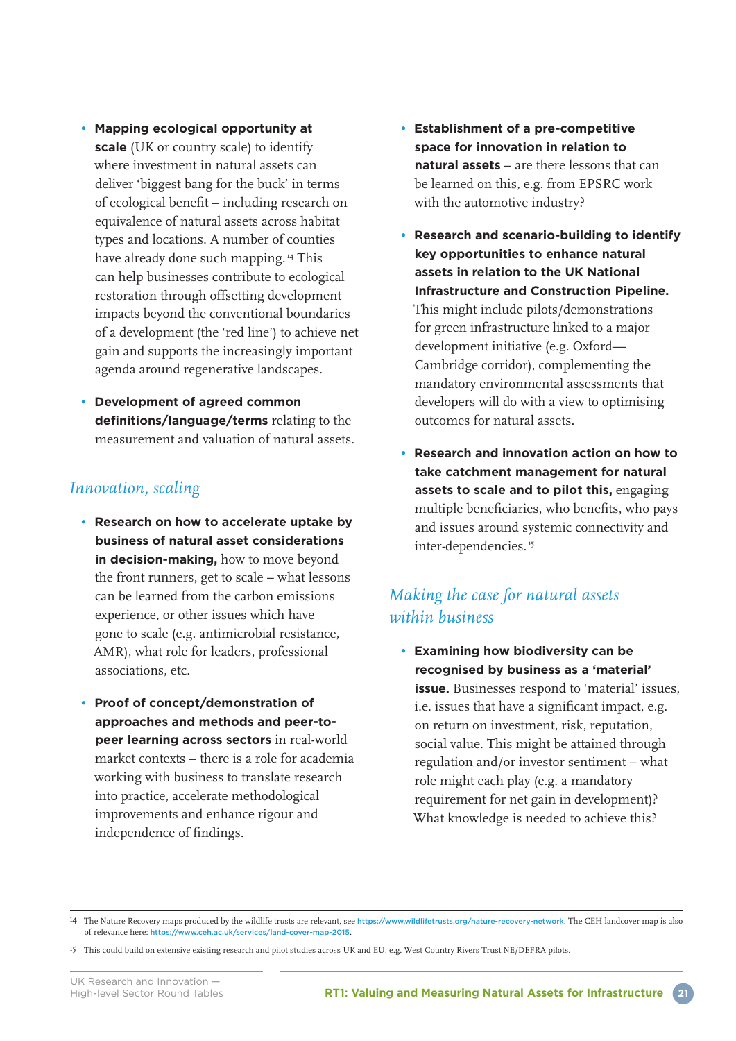- **Mapping ecological opportunity at scale** (UK or country scale) to identify where investment in natural assets can deliver 'biggest bang for the buck' in terms of ecological benefit – including research on equivalence of natural assets across habitat types and locations. A number of counties have already done such mapping.[14] This can help businesses contribute to ecological restoration through offsetting development impacts beyond the conventional boundaries of a development (the 'red line') to achieve net gain and supports the increasingly important agenda around regenerative landscapes.

- **Development of agreed common definitions/language/terms** relating to the measurement and valuation of natural assets.

## *Innovation, scaling*

- **Research on how to accelerate uptake by business of natural asset considerations in decision-making,** how to move beyond the front runners, get to scale – what lessons can be learned from the carbon emissions experience, or other issues which have gone to scale (e.g. antimicrobial resistance, AMR), what role for leaders, professional associations, etc.

- **Proof of concept/demonstration of approaches and methods and peer-to-peer learning across sectors** in real-world market contexts – there is a role for academia working with business to translate research into practice, accelerate methodological improvements and enhance rigour and independence of findings.

- **Establishment of a pre-competitive space for innovation in relation to natural assets** – are there lessons that can be learned on this, e.g. from EPSRC work with the automotive industry?

- **Research and scenario-building to identify key opportunities to enhance natural assets in relation to the UK National Infrastructure and Construction Pipeline.** This might include pilots/demonstrations for green infrastructure linked to a major development initiative (e.g. Oxford—Cambridge corridor), complementing the mandatory environmental assessments that developers will do with a view to optimising outcomes for natural assets.

- **Research and innovation action on how to take catchment management for natural assets to scale and to pilot this,** engaging multiple beneficiaries, who benefits, who pays and issues around systemic connectivity and inter-dependencies.[15]

## *Making the case for natural assets within business*

- **Examining how biodiversity can be recognised by business as a 'material' issue.** Businesses respond to 'material' issues, i.e. issues that have a significant impact, e.g. on return on investment, risk, reputation, social value. This might be attained through regulation and/or investor sentiment – what role might each play (e.g. a mandatory requirement for net gain in development)? What knowledge is needed to achieve this?

---

[14] The Nature Recovery maps produced by the wildlife trusts are relevant, see https://www.wildlifetrusts.org/nature-recovery-network. The CEH landcover map is also of relevance here: https://www.ceh.ac.uk/services/land-cover-map-2015.

[15] This could build on extensive existing research and pilot studies across UK and EU, e.g. West Country Rivers Trust NE/DEFRA pilots.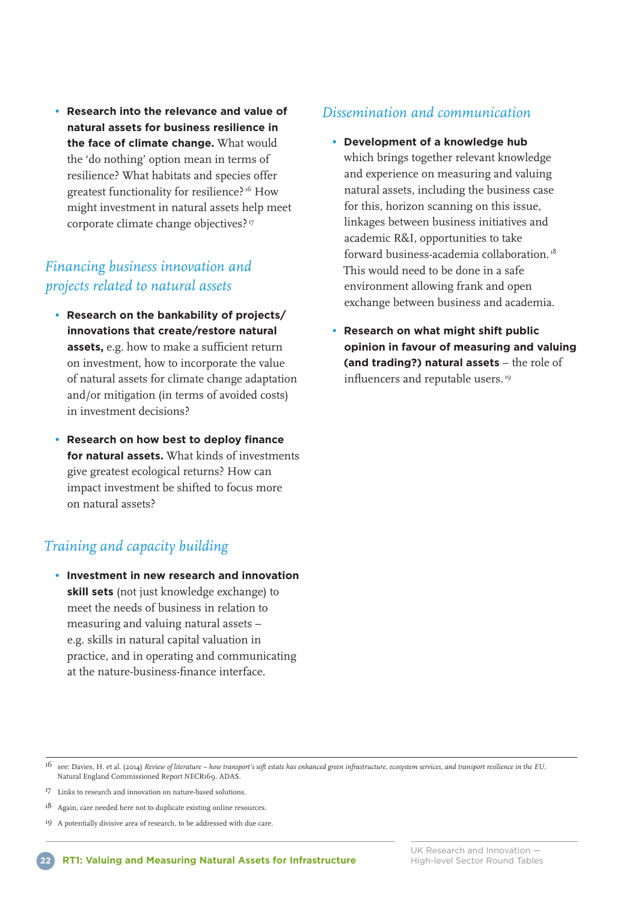- **Research into the relevance and value of natural assets for business resilience in the face of climate change.** What would the 'do nothing' option mean in terms of resilience? What habitats and species offer greatest functionality for resilience?[16] How might investment in natural assets help meet corporate climate change objectives?[17]

## *Financing business innovation and projects related to natural assets*

- **Research on the bankability of projects/ innovations that create/restore natural assets,** e.g. how to make a sufficient return on investment, how to incorporate the value of natural assets for climate change adaptation and/or mitigation (in terms of avoided costs) in investment decisions?

- **Research on how best to deploy finance for natural assets.** What kinds of investments give greatest ecological returns? How can impact investment be shifted to focus more on natural assets?

## *Training and capacity building*

- **Investment in new research and innovation skill sets** (not just knowledge exchange) to meet the needs of business in relation to measuring and valuing natural assets – e.g. skills in natural capital valuation in practice, and in operating and communicating at the nature-business-finance interface.

## *Dissemination and communication*

- **Development of a knowledge hub** which brings together relevant knowledge and experience on measuring and valuing natural assets, including the business case for this, horizon scanning on this issue, linkages between business initiatives and academic R&I, opportunities to take forward business-academia collaboration.[18] This would need to be done in a safe environment allowing frank and open exchange between business and academia.

- **Research on what might shift public opinion in favour of measuring and valuing (and trading?) natural assets** – the role of influencers and reputable users.[19]

---

[16] see: Davies, H. et al. (2014) *Review of literature – how transport's soft estate has enhanced green infrastructure, ecosystem services, and transport resilience in the EU.* Natural England Commissioned Report NECR169. ADAS.

[17] Links to research and innovation on nature-based solutions.

[18] Again, care needed here not to duplicate existing online resources.

[19] A potentially divisive area of research, to be addressed with due care.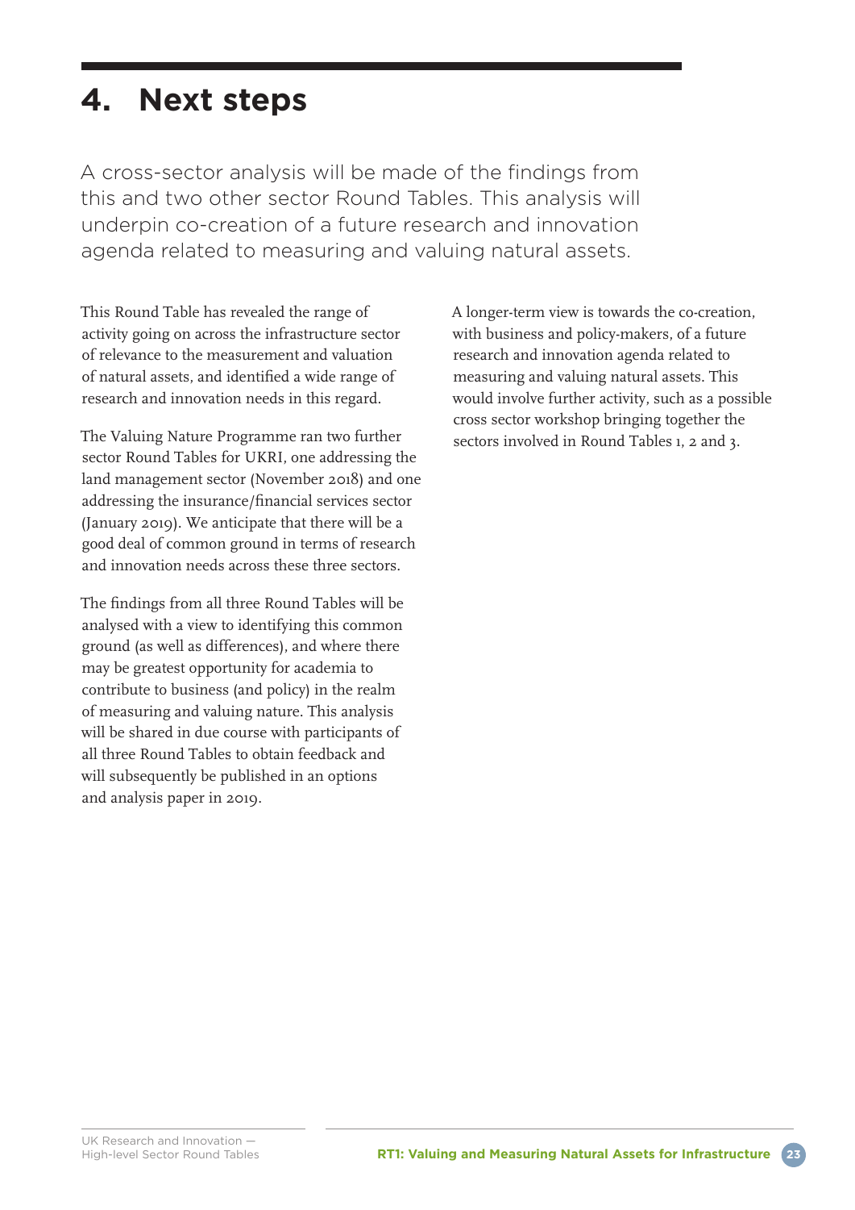# 4. Next steps

A cross-sector analysis will be made of the findings from this and two other sector Round Tables. This analysis will underpin co-creation of a future research and innovation agenda related to measuring and valuing natural assets.

This Round Table has revealed the range of activity going on across the infrastructure sector of relevance to the measurement and valuation of natural assets, and identified a wide range of research and innovation needs in this regard.

The Valuing Nature Programme ran two further sector Round Tables for UKRI, one addressing the land management sector (November 2018) and one addressing the insurance/financial services sector (January 2019). We anticipate that there will be a good deal of common ground in terms of research and innovation needs across these three sectors.

The findings from all three Round Tables will be analysed with a view to identifying this common ground (as well as differences), and where there may be greatest opportunity for academia to contribute to business (and policy) in the realm of measuring and valuing nature. This analysis will be shared in due course with participants of all three Round Tables to obtain feedback and will subsequently be published in an options and analysis paper in 2019.

A longer-term view is towards the co-creation, with business and policy-makers, of a future research and innovation agenda related to measuring and valuing natural assets. This would involve further activity, such as a possible cross sector workshop bringing together the sectors involved in Round Tables 1, 2 and 3.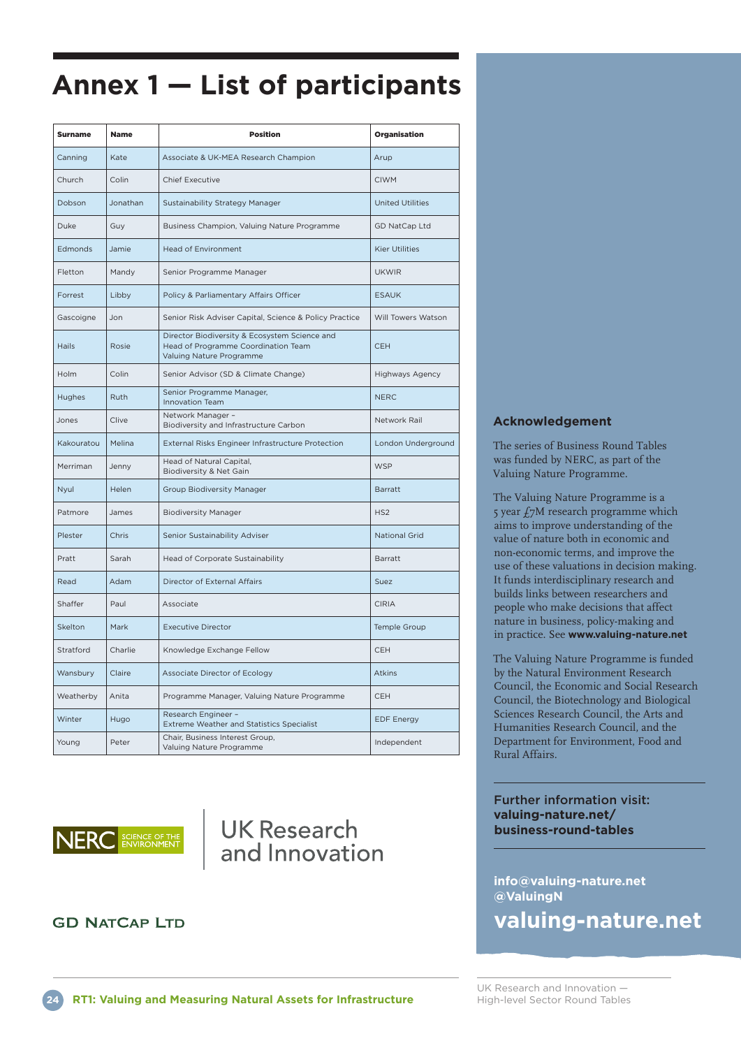# Annex 1 — List of participants

| Surname | Name | Position | Organisation |
|---|---|---|---|
| Canning | Kate | Associate & UK-MEA Research Champion | Arup |
| Church | Colin | Chief Executive | CIWM |
| Dobson | Jonathan | Sustainability Strategy Manager | United Utilities |
| Duke | Guy | Business Champion, Valuing Nature Programme | GD NatCap Ltd |
| Edmonds | Jamie | Head of Environment | Kier Utilities |
| Fletton | Mandy | Senior Programme Manager | UKWIR |
| Forrest | Libby | Policy & Parliamentary Affairs Officer | ESAUK |
| Gascoigne | Jon | Senior Risk Adviser Capital, Science & Policy Practice | Will Towers Watson |
| Hails | Rosie | Director Biodiversity & Ecosystem Science and Head of Programme Coordination Team Valuing Nature Programme | CEH |
| Holm | Colin | Senior Advisor (SD & Climate Change) | Highways Agency |
| Hughes | Ruth | Senior Programme Manager, Innovation Team | NERC |
| Jones | Clive | Network Manager – Biodiversity and Infrastructure Carbon | Network Rail |
| Kakouratou | Melina | External Risks Engineer Infrastructure Protection | London Underground |
| Merriman | Jenny | Head of Natural Capital, Biodiversity & Net Gain | WSP |
| Nyul | Helen | Group Biodiversity Manager | Barratt |
| Patmore | James | Biodiversity Manager | HS2 |
| Plester | Chris | Senior Sustainability Adviser | National Grid |
| Pratt | Sarah | Head of Corporate Sustainability | Barratt |
| Read | Adam | Director of External Affairs | Suez |
| Shaffer | Paul | Associate | CIRIA |
| Skelton | Mark | Executive Director | Temple Group |
| Stratford | Charlie | Knowledge Exchange Fellow | CEH |
| Wansbury | Claire | Associate Director of Ecology | Atkins |
| Weatherby | Anita | Programme Manager, Valuing Nature Programme | CEH |
| Winter | Hugo | Research Engineer – Extreme Weather and Statistics Specialist | EDF Energy |
| Young | Peter | Chair, Business Interest Group, Valuing Nature Programme | Independent |

NERC SCIENCE OF THE ENVIRONMENT

UK Research and Innovation

GD NATCAP LTD

## Acknowledgement

The series of Business Round Tables was funded by NERC, as part of the Valuing Nature Programme.

The Valuing Nature Programme is a 5 year £7M research programme which aims to improve understanding of the value of nature both in economic and non-economic terms, and improve the use of these valuations in decision making. It funds interdisciplinary research and builds links between researchers and people who make decisions that affect nature in business, policy-making and in practice. See **www.valuing-nature.net**

The Valuing Nature Programme is funded by the Natural Environment Research Council, the Economic and Social Research Council, the Biotechnology and Biological Sciences Research Council, the Arts and Humanities Research Council, and the Department for Environment, Food and Rural Affairs.

**Further information visit: valuing-nature.net/business-round-tables**

**info@valuing-nature.net**
**@ValuingN**

**valuing-nature.net**